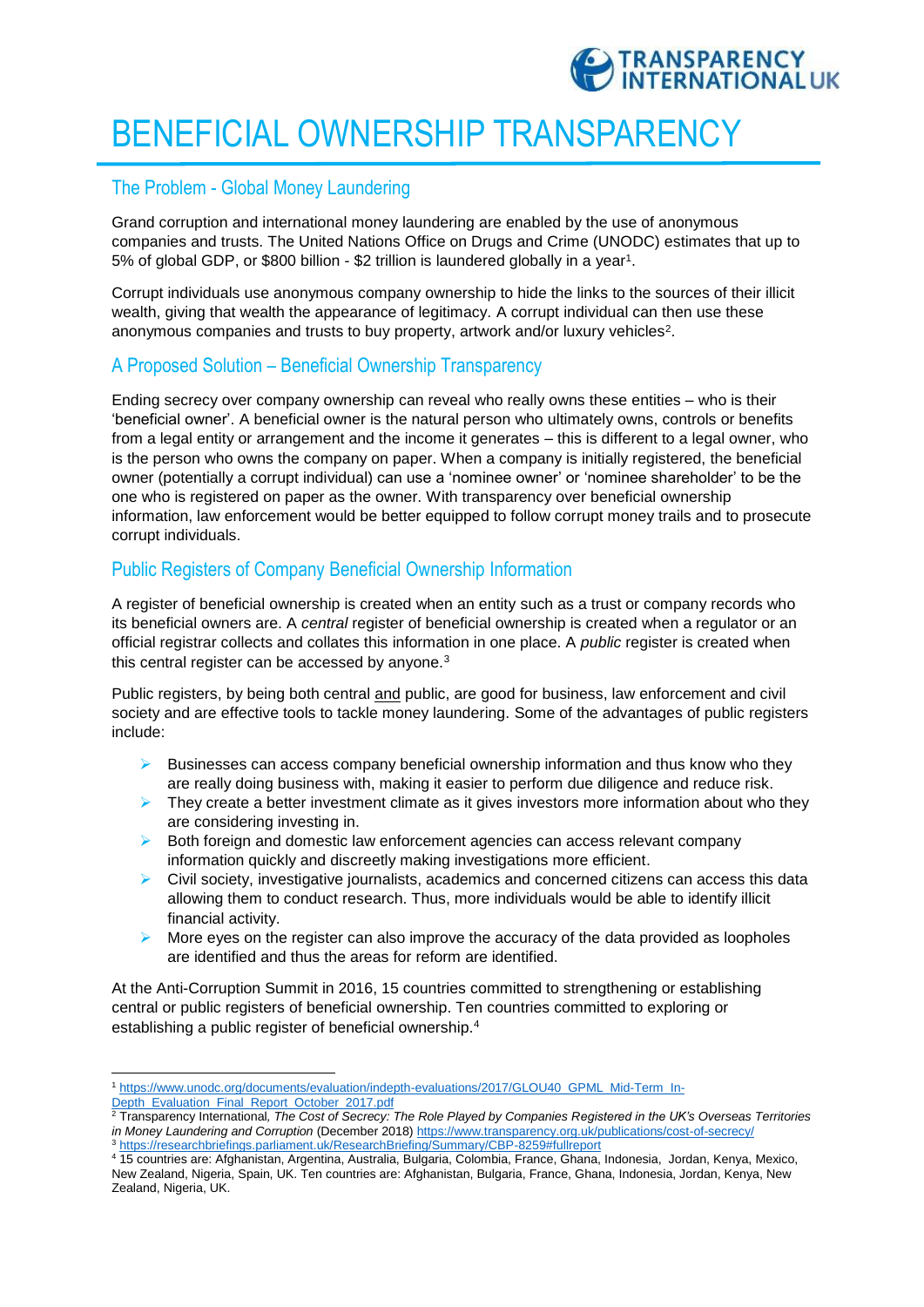# BENEFICIAL OWNERSHIP TRANSPARENCY

## The Problem - Global Money Laundering

Grand corruption and international money laundering are enabled by the use of anonymous companies and trusts. The United Nations Office on Drugs and Crime (UNODC) estimates that up to 5% of global GDP, or $800 billion - $2 trillion is laundered globally in a year[1].

Corrupt individuals use anonymous company ownership to hide the links to the sources of their illicit wealth, giving that wealth the appearance of legitimacy. A corrupt individual can then use these anonymous companies and trusts to buy property, artwork and/or luxury vehicles[2].

## A Proposed Solution – Beneficial Ownership Transparency

Ending secrecy over company ownership can reveal who really owns these entities – who is their 'beneficial owner'. A beneficial owner is the natural person who ultimately owns, controls or benefits from a legal entity or arrangement and the income it generates – this is different to a legal owner, who is the person who owns the company on paper. When a company is initially registered, the beneficial owner (potentially a corrupt individual) can use a 'nominee owner' or 'nominee shareholder' to be the one who is registered on paper as the owner. With transparency over beneficial ownership information, law enforcement would be better equipped to follow corrupt money trails and to prosecute corrupt individuals.

## Public Registers of Company Beneficial Ownership Information

A register of beneficial ownership is created when an entity such as a trust or company records who its beneficial owners are. A *central* register of beneficial ownership is created when a regulator or an official registrar collects and collates this information in one place. A *public* register is created when this central register can be accessed by anyone.[3]

Public registers, by being both central and public, are good for business, law enforcement and civil society and are effective tools to tackle money laundering. Some of the advantages of public registers include:

- Businesses can access company beneficial ownership information and thus know who they are really doing business with, making it easier to perform due diligence and reduce risk.
- They create a better investment climate as it gives investors more information about who they are considering investing in.
- Both foreign and domestic law enforcement agencies can access relevant company information quickly and discreetly making investigations more efficient.
- Civil society, investigative journalists, academics and concerned citizens can access this data allowing them to conduct research. Thus, more individuals would be able to identify illicit financial activity.
- More eyes on the register can also improve the accuracy of the data provided as loopholes are identified and thus the areas for reform are identified.

At the Anti-Corruption Summit in 2016, 15 countries committed to strengthening or establishing central or public registers of beneficial ownership. Ten countries committed to exploring or establishing a public register of beneficial ownership.[4]

---

[1] https://www.unodc.org/documents/evaluation/indepth-evaluations/2017/GLOU40_GPML_Mid-Term_In-Depth_Evaluation_Final_Report_October_2017.pdf

[2] Transparency International, *The Cost of Secrecy: The Role Played by Companies Registered in the UK's Overseas Territories in Money Laundering and Corruption* (December 2018) https://www.transparency.org.uk/publications/cost-of-secrecy/

[3] https://researchbriefings.parliament.uk/ResearchBriefing/Summary/CBP-8259#fullreport

[4] 15 countries are: Afghanistan, Argentina, Australia, Bulgaria, Colombia, France, Ghana, Indonesia, Jordan, Kenya, Mexico, New Zealand, Nigeria, Spain, UK. Ten countries are: Afghanistan, Bulgaria, France, Ghana, Indonesia, Jordan, Kenya, New Zealand, Nigeria, UK.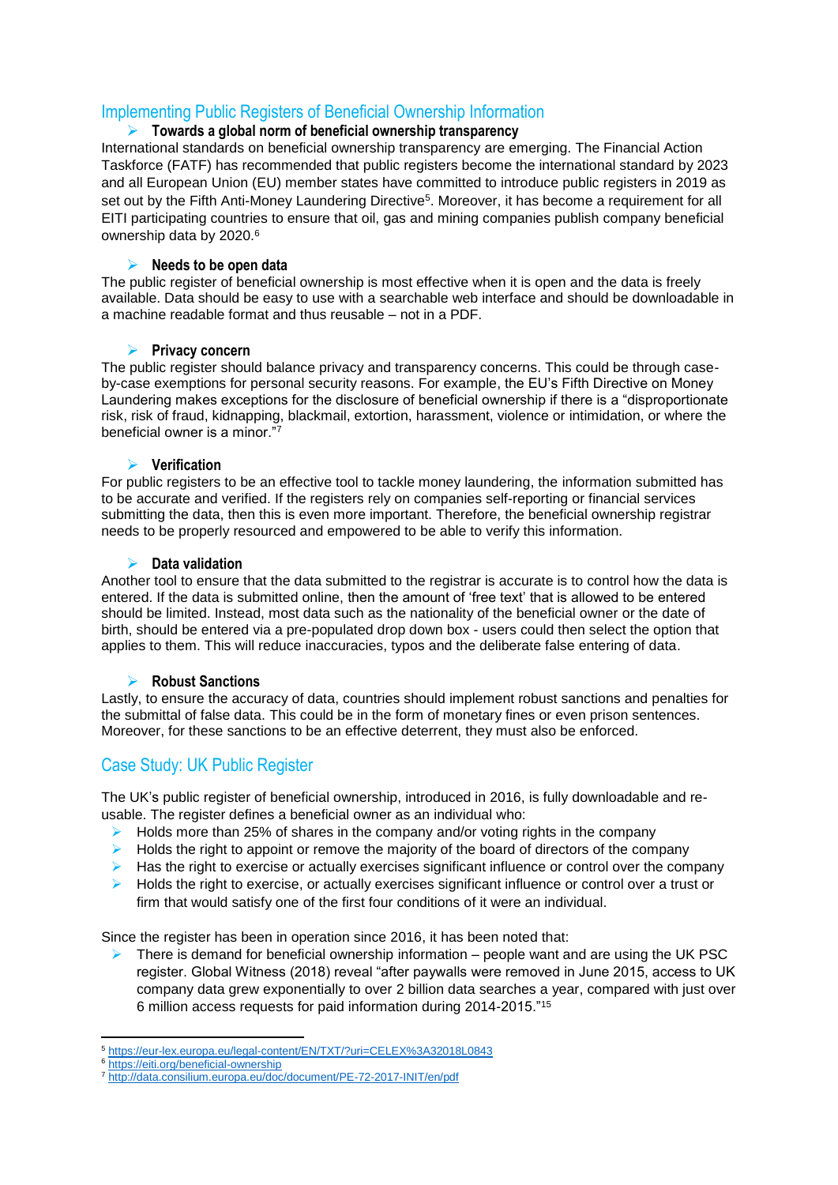## Implementing Public Registers of Beneficial Ownership Information

### Towards a global norm of beneficial ownership transparency

International standards on beneficial ownership transparency are emerging. The Financial Action Taskforce (FATF) has recommended that public registers become the international standard by 2023 and all European Union (EU) member states have committed to introduce public registers in 2019 as set out by the Fifth Anti-Money Laundering Directive[5]. Moreover, it has become a requirement for all EITI participating countries to ensure that oil, gas and mining companies publish company beneficial ownership data by 2020.[6]

### Needs to be open data

The public register of beneficial ownership is most effective when it is open and the data is freely available. Data should be easy to use with a searchable web interface and should be downloadable in a machine readable format and thus reusable – not in a PDF.

### Privacy concern

The public register should balance privacy and transparency concerns. This could be through case-by-case exemptions for personal security reasons. For example, the EU's Fifth Directive on Money Laundering makes exceptions for the disclosure of beneficial ownership if there is a "disproportionate risk, risk of fraud, kidnapping, blackmail, extortion, harassment, violence or intimidation, or where the beneficial owner is a minor."[7]

### Verification

For public registers to be an effective tool to tackle money laundering, the information submitted has to be accurate and verified. If the registers rely on companies self-reporting or financial services submitting the data, then this is even more important. Therefore, the beneficial ownership registrar needs to be properly resourced and empowered to be able to verify this information.

### Data validation

Another tool to ensure that the data submitted to the registrar is accurate is to control how the data is entered. If the data is submitted online, then the amount of 'free text' that is allowed to be entered should be limited. Instead, most data such as the nationality of the beneficial owner or the date of birth, should be entered via a pre-populated drop down box - users could then select the option that applies to them. This will reduce inaccuracies, typos and the deliberate false entering of data.

### Robust Sanctions

Lastly, to ensure the accuracy of data, countries should implement robust sanctions and penalties for the submittal of false data. This could be in the form of monetary fines or even prison sentences. Moreover, for these sanctions to be an effective deterrent, they must also be enforced.

## Case Study: UK Public Register

The UK's public register of beneficial ownership, introduced in 2016, is fully downloadable and re-usable. The register defines a beneficial owner as an individual who:

- Holds more than 25% of shares in the company and/or voting rights in the company
- Holds the right to appoint or remove the majority of the board of directors of the company
- Has the right to exercise or actually exercises significant influence or control over the company
- Holds the right to exercise, or actually exercises significant influence or control over a trust or firm that would satisfy one of the first four conditions of it were an individual.

Since the register has been in operation since 2016, it has been noted that:

- There is demand for beneficial ownership information – people want and are using the UK PSC register. Global Witness (2018) reveal "after paywalls were removed in June 2015, access to UK company data grew exponentially to over 2 billion data searches a year, compared with just over 6 million access requests for paid information during 2014-2015."[15]

---

[5] https://eur-lex.europa.eu/legal-content/EN/TXT/?uri=CELEX%3A32018L0843

[6] https://eiti.org/beneficial-ownership

[7] http://data.consilium.europa.eu/doc/document/PE-72-2017-INIT/en/pdf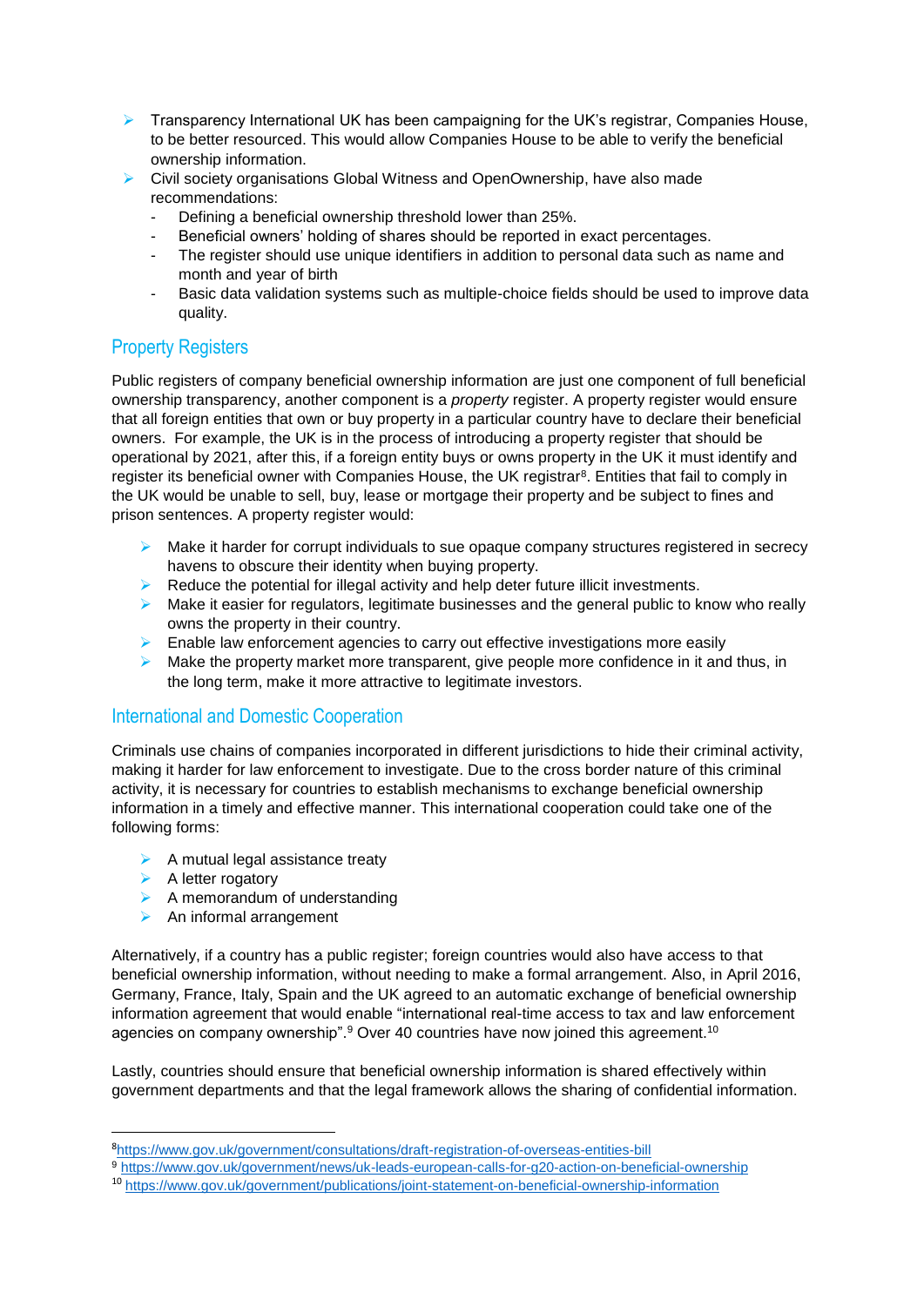- Transparency International UK has been campaigning for the UK's registrar, Companies House, to be better resourced. This would allow Companies House to be able to verify the beneficial ownership information.
- Civil society organisations Global Witness and OpenOwnership, have also made recommendations:
  - Defining a beneficial ownership threshold lower than 25%.
  - Beneficial owners' holding of shares should be reported in exact percentages.
  - The register should use unique identifiers in addition to personal data such as name and month and year of birth
  - Basic data validation systems such as multiple-choice fields should be used to improve data quality.

## Property Registers

Public registers of company beneficial ownership information are just one component of full beneficial ownership transparency, another component is a *property* register. A property register would ensure that all foreign entities that own or buy property in a particular country have to declare their beneficial owners. For example, the UK is in the process of introducing a property register that should be operational by 2021, after this, if a foreign entity buys or owns property in the UK it must identify and register its beneficial owner with Companies House, the UK registrar[8]. Entities that fail to comply in the UK would be unable to sell, buy, lease or mortgage their property and be subject to fines and prison sentences. A property register would:

- Make it harder for corrupt individuals to sue opaque company structures registered in secrecy havens to obscure their identity when buying property.
- Reduce the potential for illegal activity and help deter future illicit investments.
- Make it easier for regulators, legitimate businesses and the general public to know who really owns the property in their country.
- Enable law enforcement agencies to carry out effective investigations more easily
- Make the property market more transparent, give people more confidence in it and thus, in the long term, make it more attractive to legitimate investors.

## International and Domestic Cooperation

Criminals use chains of companies incorporated in different jurisdictions to hide their criminal activity, making it harder for law enforcement to investigate. Due to the cross border nature of this criminal activity, it is necessary for countries to establish mechanisms to exchange beneficial ownership information in a timely and effective manner. This international cooperation could take one of the following forms:

- A mutual legal assistance treaty
- A letter rogatory
- A memorandum of understanding
- An informal arrangement

Alternatively, if a country has a public register; foreign countries would also have access to that beneficial ownership information, without needing to make a formal arrangement. Also, in April 2016, Germany, France, Italy, Spain and the UK agreed to an automatic exchange of beneficial ownership information agreement that would enable "international real-time access to tax and law enforcement agencies on company ownership".[9] Over 40 countries have now joined this agreement.[10]

Lastly, countries should ensure that beneficial ownership information is shared effectively within government departments and that the legal framework allows the sharing of confidential information.

---

[8] https://www.gov.uk/government/consultations/draft-registration-of-overseas-entities-bill

[9] https://www.gov.uk/government/news/uk-leads-european-calls-for-g20-action-on-beneficial-ownership

[10] https://www.gov.uk/government/publications/joint-statement-on-beneficial-ownership-information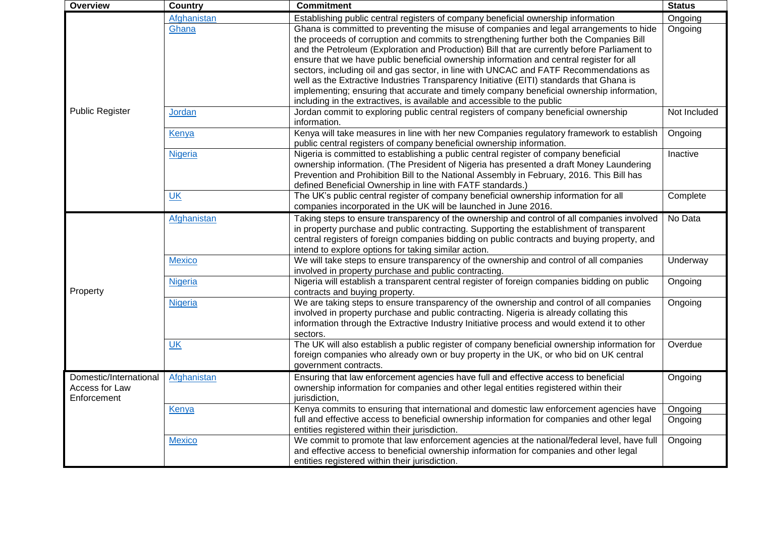| Overview | Country | Commitment | Status |
|---|---|---|---|
| Public Register | Afghanistan | Establishing public central registers of company beneficial ownership information | Ongoing |
| | Ghana | Ghana is committed to preventing the misuse of companies and legal arrangements to hide the proceeds of corruption and commits to strengthening further both the Companies Bill and the Petroleum (Exploration and Production) Bill that are currently before Parliament to ensure that we have public beneficial ownership information and central register for all sectors, including oil and gas sector, in line with UNCAC and FATF Recommendations as well as the Extractive Industries Transparency Initiative (EITI) standards that Ghana is implementing; ensuring that accurate and timely company beneficial ownership information, including in the extractives, is available and accessible to the public | Ongoing |
| | Jordan | Jordan commit to exploring public central registers of company beneficial ownership information. | Not Included |
| | Kenya | Kenya will take measures in line with her new Companies regulatory framework to establish public central registers of company beneficial ownership information. | Ongoing |
| | Nigeria | Nigeria is committed to establishing a public central register of company beneficial ownership information. (The President of Nigeria has presented a draft Money Laundering Prevention and Prohibition Bill to the National Assembly in February, 2016. This Bill has defined Beneficial Ownership in line with FATF standards.) | Inactive |
| | UK | The UK's public central register of company beneficial ownership information for all companies incorporated in the UK will be launched in June 2016. | Complete |
| Property | Afghanistan | Taking steps to ensure transparency of the ownership and control of all companies involved in property purchase and public contracting. Supporting the establishment of transparent central registers of foreign companies bidding on public contracts and buying property, and intend to explore options for taking similar action. | No Data |
| | Mexico | We will take steps to ensure transparency of the ownership and control of all companies involved in property purchase and public contracting. | Underway |
| | Nigeria | Nigeria will establish a transparent central register of foreign companies bidding on public contracts and buying property. | Ongoing |
| | Nigeria | We are taking steps to ensure transparency of the ownership and control of all companies involved in property purchase and public contracting. Nigeria is already collating this information through the Extractive Industry Initiative process and would extend it to other sectors. | Ongoing |
| | UK | The UK will also establish a public register of company beneficial ownership information for foreign companies who already own or buy property in the UK, or who bid on UK central government contracts. | Overdue |
| Domestic/International Access for Law Enforcement | Afghanistan | Ensuring that law enforcement agencies have full and effective access to beneficial ownership information for companies and other legal entities registered within their jurisdiction, | Ongoing |
| | Kenya | Kenya commits to ensuring that international and domestic law enforcement agencies have full and effective access to beneficial ownership information for companies and other legal entities registered within their jurisdiction. | Ongoing<br>Ongoing |
| | Mexico | We commit to promote that law enforcement agencies at the national/federal level, have full and effective access to beneficial ownership information for companies and other legal entities registered within their jurisdiction. | Ongoing |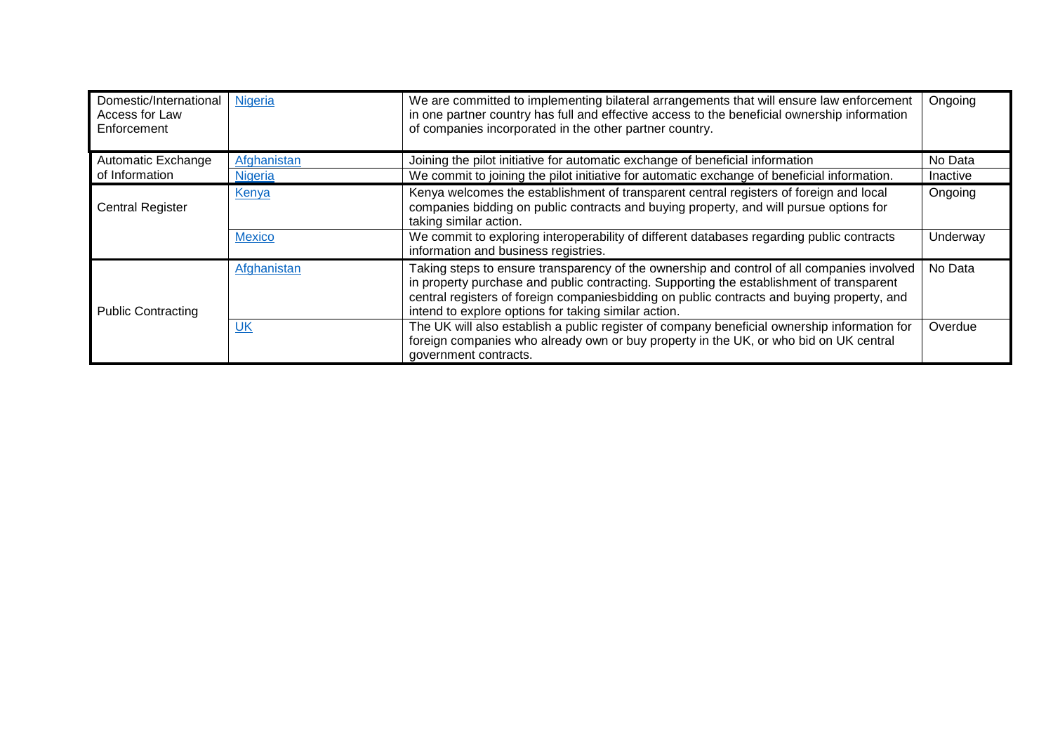| | | | |
|---|---|---|---|
| Domestic/International Access for Law Enforcement | Nigeria | We are committed to implementing bilateral arrangements that will ensure law enforcement in one partner country has full and effective access to the beneficial ownership information of companies incorporated in the other partner country. | Ongoing |
| Automatic Exchange of Information | Afghanistan | Joining the pilot initiative for automatic exchange of beneficial information | No Data |
| | Nigeria | We commit to joining the pilot initiative for automatic exchange of beneficial information. | Inactive |
| Central Register | Kenya | Kenya welcomes the establishment of transparent central registers of foreign and local companies bidding on public contracts and buying property, and will pursue options for taking similar action. | Ongoing |
| | Mexico | We commit to exploring interoperability of different databases regarding public contracts information and business registries. | Underway |
| Public Contracting | Afghanistan | Taking steps to ensure transparency of the ownership and control of all companies involved in property purchase and public contracting. Supporting the establishment of transparent central registers of foreign companiesbidding on public contracts and buying property, and intend to explore options for taking similar action. | No Data |
| | UK | The UK will also establish a public register of company beneficial ownership information for foreign companies who already own or buy property in the UK, or who bid on UK central government contracts. | Overdue |